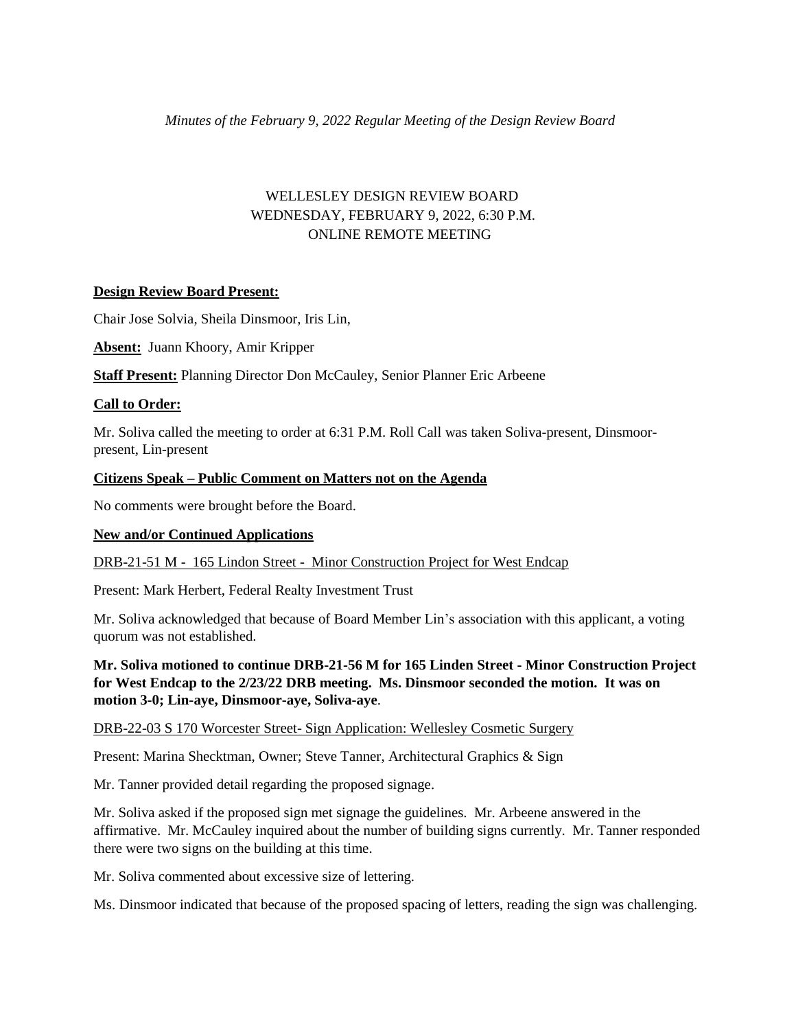*Minutes of the February 9, 2022 Regular Meeting of the Design Review Board*

WELLESLEY DESIGN REVIEW BOARD
WEDNESDAY, FEBRUARY 9, 2022, 6:30 P.M.
ONLINE REMOTE MEETING

**Design Review Board Present:**

Chair Jose Solvia, Sheila Dinsmoor, Iris Lin,

**Absent:** Juann Khoory, Amir Kripper

**Staff Present:** Planning Director Don McCauley, Senior Planner Eric Arbeene

**Call to Order:**

Mr. Soliva called the meeting to order at 6:31 P.M. Roll Call was taken Soliva-present, Dinsmoor-present, Lin-present

**Citizens Speak – Public Comment on Matters not on the Agenda**

No comments were brought before the Board.

**New and/or Continued Applications**

DRB-21-51 M - 165 Lindon Street - Minor Construction Project for West Endcap

Present: Mark Herbert, Federal Realty Investment Trust

Mr. Soliva acknowledged that because of Board Member Lin's association with this applicant, a voting quorum was not established.

**Mr. Soliva motioned to continue DRB-21-56 M for 165 Linden Street - Minor Construction Project for West Endcap to the 2/23/22 DRB meeting. Ms. Dinsmoor seconded the motion. It was on motion 3-0; Lin-aye, Dinsmoor-aye, Soliva-aye**.

DRB-22-03 S 170 Worcester Street- Sign Application: Wellesley Cosmetic Surgery

Present: Marina Shecktman, Owner; Steve Tanner, Architectural Graphics & Sign

Mr. Tanner provided detail regarding the proposed signage.

Mr. Soliva asked if the proposed sign met signage the guidelines. Mr. Arbeene answered in the affirmative. Mr. McCauley inquired about the number of building signs currently. Mr. Tanner responded there were two signs on the building at this time.

Mr. Soliva commented about excessive size of lettering.

Ms. Dinsmoor indicated that because of the proposed spacing of letters, reading the sign was challenging.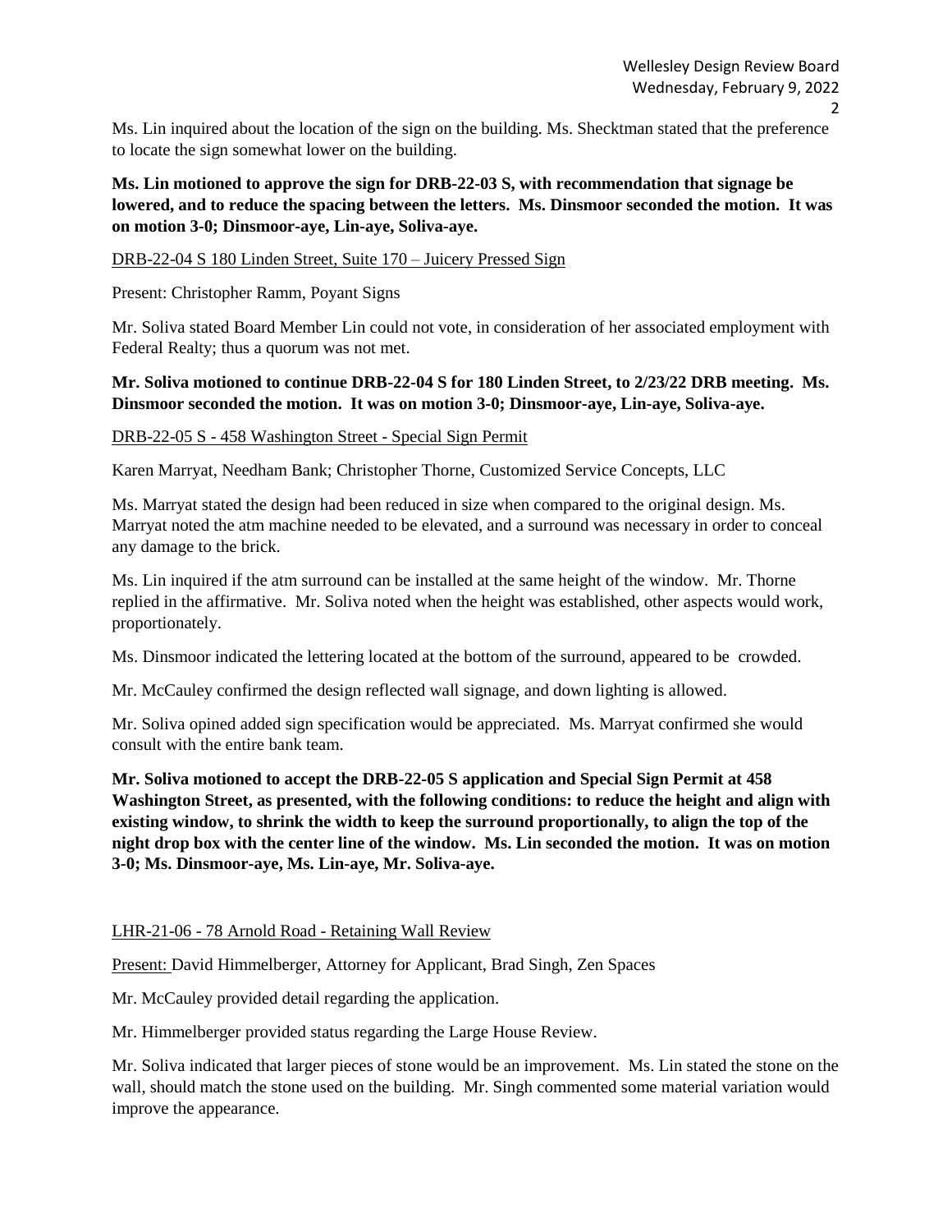Ms. Lin inquired about the location of the sign on the building. Ms. Shecktman stated that the preference to locate the sign somewhat lower on the building.

**Ms. Lin motioned to approve the sign for DRB-22-03 S, with recommendation that signage be lowered, and to reduce the spacing between the letters. Ms. Dinsmoor seconded the motion. It was on motion 3-0; Dinsmoor-aye, Lin-aye, Soliva-aye.**

<u>DRB-22-04 S 180 Linden Street, Suite 170 – Juicery Pressed Sign</u>

Present: Christopher Ramm, Poyant Signs

Mr. Soliva stated Board Member Lin could not vote, in consideration of her associated employment with Federal Realty; thus a quorum was not met.

**Mr. Soliva motioned to continue DRB-22-04 S for 180 Linden Street, to 2/23/22 DRB meeting. Ms. Dinsmoor seconded the motion. It was on motion 3-0; Dinsmoor-aye, Lin-aye, Soliva-aye.**

<u>DRB-22-05 S - 458 Washington Street - Special Sign Permit</u>

Karen Marryat, Needham Bank; Christopher Thorne, Customized Service Concepts, LLC

Ms. Marryat stated the design had been reduced in size when compared to the original design. Ms. Marryat noted the atm machine needed to be elevated, and a surround was necessary in order to conceal any damage to the brick.

Ms. Lin inquired if the atm surround can be installed at the same height of the window. Mr. Thorne replied in the affirmative. Mr. Soliva noted when the height was established, other aspects would work, proportionately.

Ms. Dinsmoor indicated the lettering located at the bottom of the surround, appeared to be crowded.

Mr. McCauley confirmed the design reflected wall signage, and down lighting is allowed.

Mr. Soliva opined added sign specification would be appreciated. Ms. Marryat confirmed she would consult with the entire bank team.

**Mr. Soliva motioned to accept the DRB-22-05 S application and Special Sign Permit at 458 Washington Street, as presented, with the following conditions: to reduce the height and align with existing window, to shrink the width to keep the surround proportionally, to align the top of the night drop box with the center line of the window. Ms. Lin seconded the motion. It was on motion 3-0; Ms. Dinsmoor-aye, Ms. Lin-aye, Mr. Soliva-aye.**

<u>LHR-21-06 - 78 Arnold Road - Retaining Wall Review</u>

<u>Present:</u> David Himmelberger, Attorney for Applicant, Brad Singh, Zen Spaces

Mr. McCauley provided detail regarding the application.

Mr. Himmelberger provided status regarding the Large House Review.

Mr. Soliva indicated that larger pieces of stone would be an improvement. Ms. Lin stated the stone on the wall, should match the stone used on the building. Mr. Singh commented some material variation would improve the appearance.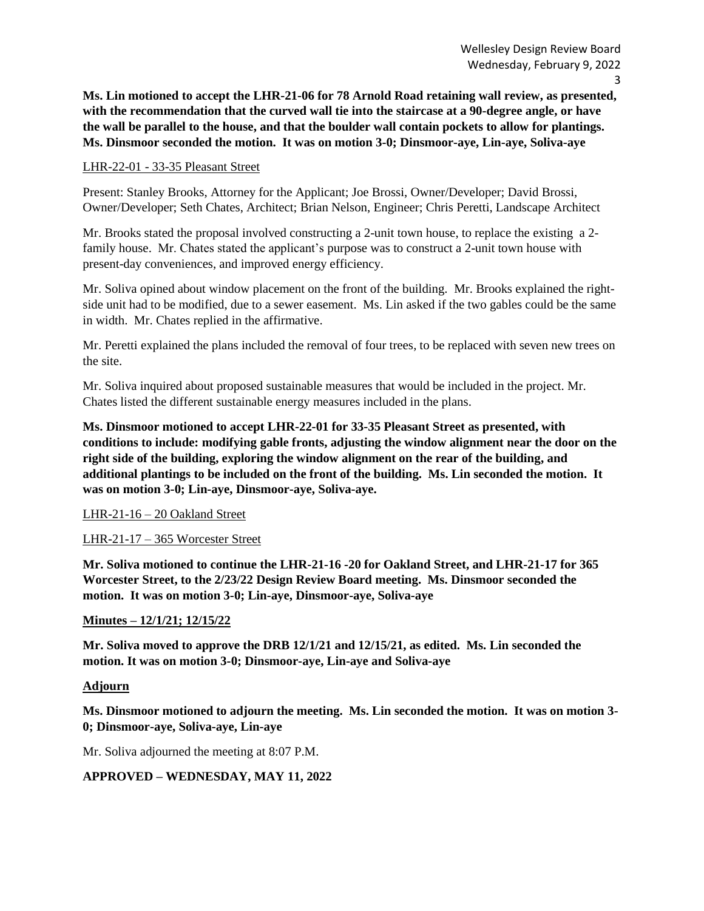**Ms. Lin motioned to accept the LHR-21-06 for 78 Arnold Road retaining wall review, as presented, with the recommendation that the curved wall tie into the staircase at a 90-degree angle, or have the wall be parallel to the house, and that the boulder wall contain pockets to allow for plantings. Ms. Dinsmoor seconded the motion. It was on motion 3-0; Dinsmoor-aye, Lin-aye, Soliva-aye**

LHR-22-01 - 33-35 Pleasant Street

Present: Stanley Brooks, Attorney for the Applicant; Joe Brossi, Owner/Developer; David Brossi, Owner/Developer; Seth Chates, Architect; Brian Nelson, Engineer; Chris Peretti, Landscape Architect

Mr. Brooks stated the proposal involved constructing a 2-unit town house, to replace the existing a 2-family house. Mr. Chates stated the applicant's purpose was to construct a 2-unit town house with present-day conveniences, and improved energy efficiency.

Mr. Soliva opined about window placement on the front of the building. Mr. Brooks explained the right-side unit had to be modified, due to a sewer easement. Ms. Lin asked if the two gables could be the same in width. Mr. Chates replied in the affirmative.

Mr. Peretti explained the plans included the removal of four trees, to be replaced with seven new trees on the site.

Mr. Soliva inquired about proposed sustainable measures that would be included in the project. Mr. Chates listed the different sustainable energy measures included in the plans.

**Ms. Dinsmoor motioned to accept LHR-22-01 for 33-35 Pleasant Street as presented, with conditions to include: modifying gable fronts, adjusting the window alignment near the door on the right side of the building, exploring the window alignment on the rear of the building, and additional plantings to be included on the front of the building. Ms. Lin seconded the motion. It was on motion 3-0; Lin-aye, Dinsmoor-aye, Soliva-aye.**

LHR-21-16 – 20 Oakland Street

LHR-21-17 – 365 Worcester Street

**Mr. Soliva motioned to continue the LHR-21-16 -20 for Oakland Street, and LHR-21-17 for 365 Worcester Street, to the 2/23/22 Design Review Board meeting. Ms. Dinsmoor seconded the motion. It was on motion 3-0; Lin-aye, Dinsmoor-aye, Soliva-aye**

**Minutes – 12/1/21; 12/15/22**

**Mr. Soliva moved to approve the DRB 12/1/21 and 12/15/21, as edited. Ms. Lin seconded the motion. It was on motion 3-0; Dinsmoor-aye, Lin-aye and Soliva-aye**

**Adjourn**

**Ms. Dinsmoor motioned to adjourn the meeting. Ms. Lin seconded the motion. It was on motion 3-0; Dinsmoor-aye, Soliva-aye, Lin-aye**

Mr. Soliva adjourned the meeting at 8:07 P.M.

**APPROVED – WEDNESDAY, MAY 11, 2022**